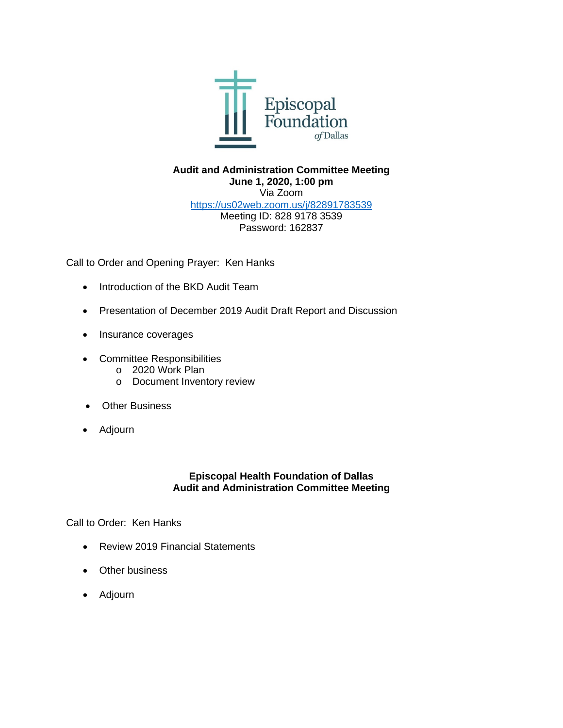**Episcopal Foundation of Dallas**

**Audit and Administration Committee Meeting**
**June 1, 2020, 1:00 pm**
Via Zoom
https://us02web.zoom.us/j/82891783539
Meeting ID: 828 9178 3539
Password: 162837

Call to Order and Opening Prayer: Ken Hanks

- Introduction of the BKD Audit Team
- Presentation of December 2019 Audit Draft Report and Discussion
- Insurance coverages
- Committee Responsibilities
  - 2020 Work Plan
  - Document Inventory review
- Other Business
- Adjourn

**Episcopal Health Foundation of Dallas**
**Audit and Administration Committee Meeting**

Call to Order: Ken Hanks

- Review 2019 Financial Statements
- Other business
- Adjourn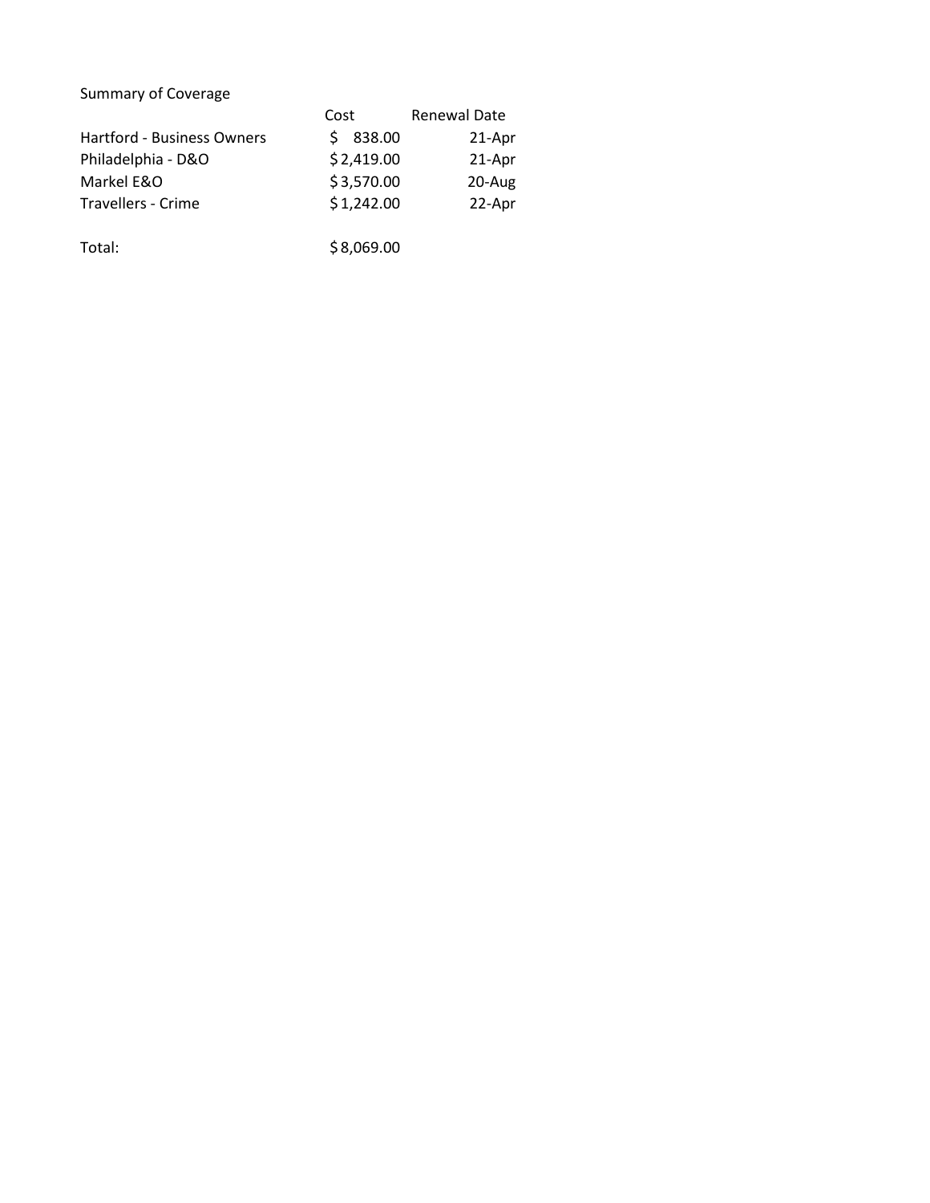Summary of Coverage

| | Cost | Renewal Date |
|---|---|---|
| Hartford - Business Owners | $ 838.00 | 21-Apr |
| Philadelphia - D&O | $ 2,419.00 | 21-Apr |
| Markel E&O | $ 3,570.00 | 20-Aug |
| Travellers - Crime | $ 1,242.00 | 22-Apr |
| | | |
| Total: | $ 8,069.00 | |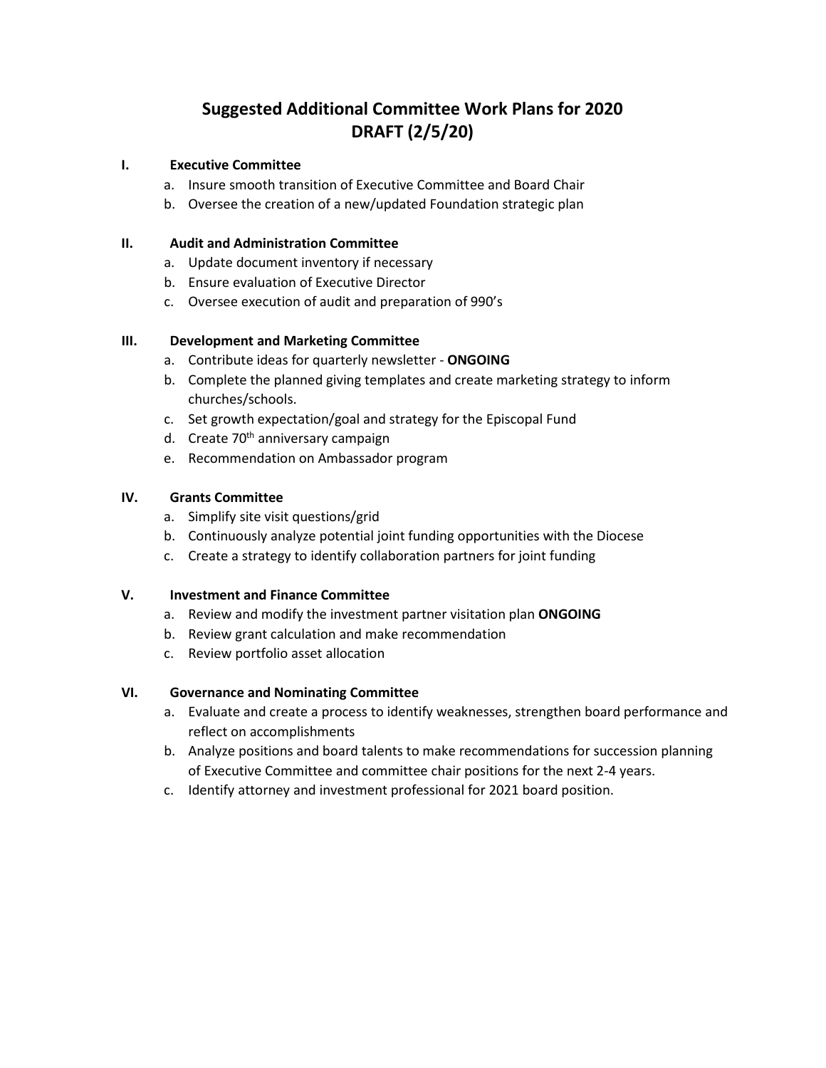# Suggested Additional Committee Work Plans for 2020
# DRAFT (2/5/20)

**I. Executive Committee**

a. Insure smooth transition of Executive Committee and Board Chair
b. Oversee the creation of a new/updated Foundation strategic plan

**II. Audit and Administration Committee**

a. Update document inventory if necessary
b. Ensure evaluation of Executive Director
c. Oversee execution of audit and preparation of 990's

**III. Development and Marketing Committee**

a. Contribute ideas for quarterly newsletter - **ONGOING**
b. Complete the planned giving templates and create marketing strategy to inform churches/schools.
c. Set growth expectation/goal and strategy for the Episcopal Fund
d. Create 70th anniversary campaign
e. Recommendation on Ambassador program

**IV. Grants Committee**

a. Simplify site visit questions/grid
b. Continuously analyze potential joint funding opportunities with the Diocese
c. Create a strategy to identify collaboration partners for joint funding

**V. Investment and Finance Committee**

a. Review and modify the investment partner visitation plan **ONGOING**
b. Review grant calculation and make recommendation
c. Review portfolio asset allocation

**VI. Governance and Nominating Committee**

a. Evaluate and create a process to identify weaknesses, strengthen board performance and reflect on accomplishments
b. Analyze positions and board talents to make recommendations for succession planning of Executive Committee and committee chair positions for the next 2-4 years.
c. Identify attorney and investment professional for 2021 board position.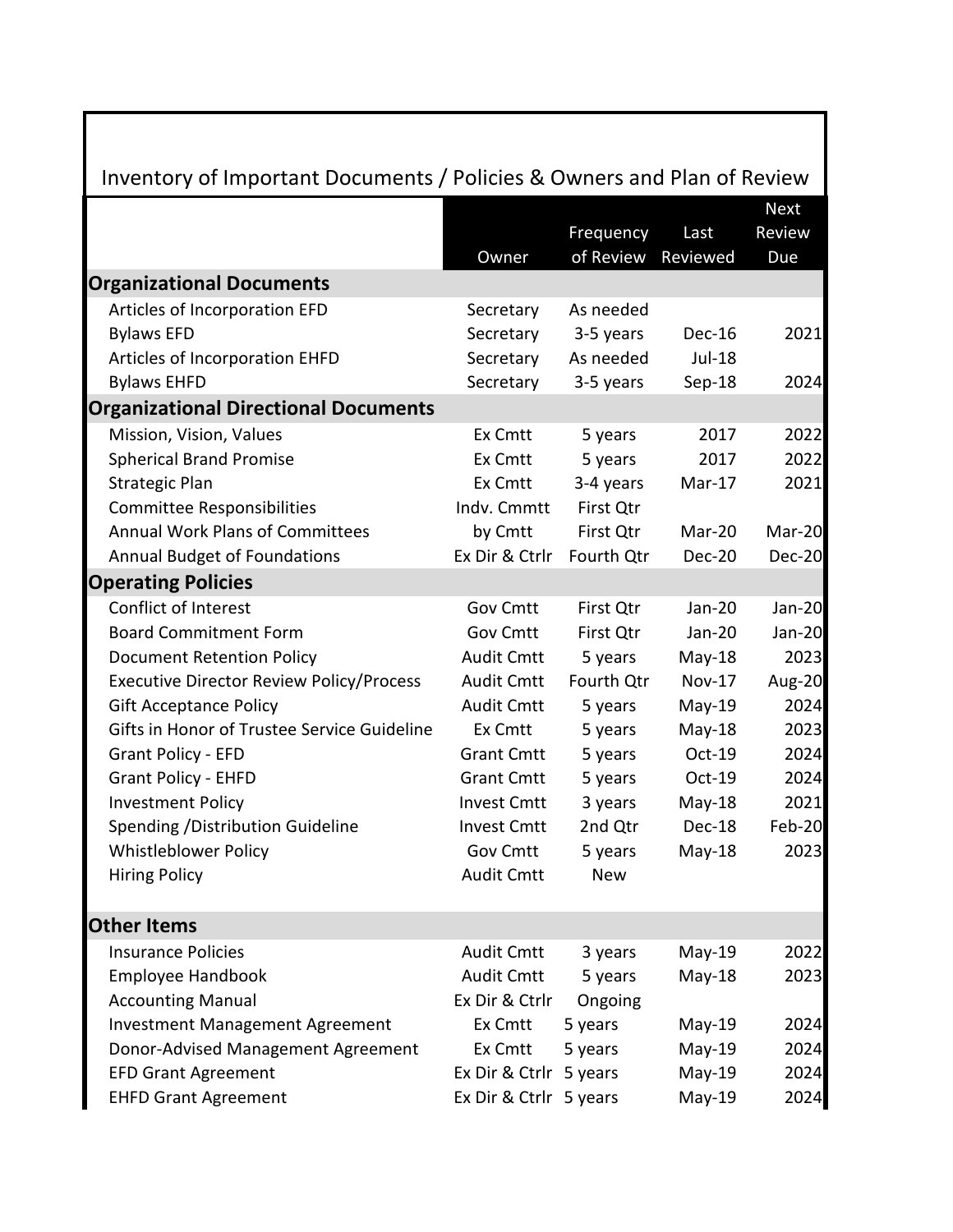## Inventory of Important Documents / Policies & Owners and Plan of Review

| | Owner | Frequency of Review | Last Reviewed | Next Review Due |
|---|---|---|---|---|
| **Organizational Documents** | | | | |
| Articles of Incorporation EFD | Secretary | As needed | | |
| Bylaws EFD | Secretary | 3-5 years | Dec-16 | 2021 |
| Articles of Incorporation EHFD | Secretary | As needed | Jul-18 | |
| Bylaws EHFD | Secretary | 3-5 years | Sep-18 | 2024 |
| **Organizational Directional Documents** | | | | |
| Mission, Vision, Values | Ex Cmtt | 5 years | 2017 | 2022 |
| Spherical Brand Promise | Ex Cmtt | 5 years | 2017 | 2022 |
| Strategic Plan | Ex Cmtt | 3-4 years | Mar-17 | 2021 |
| Committee Responsibilities | Indv. Cmmtt | First Qtr | | |
| Annual Work Plans of Committees | by Cmtt | First Qtr | Mar-20 | Mar-20 |
| Annual Budget of Foundations | Ex Dir & Ctrlr | Fourth Qtr | Dec-20 | Dec-20 |
| **Operating Policies** | | | | |
| Conflict of Interest | Gov Cmtt | First Qtr | Jan-20 | Jan-20 |
| Board Commitment Form | Gov Cmtt | First Qtr | Jan-20 | Jan-20 |
| Document Retention Policy | Audit Cmtt | 5 years | May-18 | 2023 |
| Executive Director Review Policy/Process | Audit Cmtt | Fourth Qtr | Nov-17 | Aug-20 |
| Gift Acceptance Policy | Audit Cmtt | 5 years | May-19 | 2024 |
| Gifts in Honor of Trustee Service Guideline | Ex Cmtt | 5 years | May-18 | 2023 |
| Grant Policy - EFD | Grant Cmtt | 5 years | Oct-19 | 2024 |
| Grant Policy - EHFD | Grant Cmtt | 5 years | Oct-19 | 2024 |
| Investment Policy | Invest Cmtt | 3 years | May-18 | 2021 |
| Spending /Distribution Guideline | Invest Cmtt | 2nd Qtr | Dec-18 | Feb-20 |
| Whistleblower Policy | Gov Cmtt | 5 years | May-18 | 2023 |
| Hiring Policy | Audit Cmtt | New | | |
| **Other Items** | | | | |
| Insurance Policies | Audit Cmtt | 3 years | May-19 | 2022 |
| Employee Handbook | Audit Cmtt | 5 years | May-18 | 2023 |
| Accounting Manual | Ex Dir & Ctrlr | Ongoing | | |
| Investment Management Agreement | Ex Cmtt | 5 years | May-19 | 2024 |
| Donor-Advised Management Agreement | Ex Cmtt | 5 years | May-19 | 2024 |
| EFD Grant Agreement | Ex Dir & Ctrlr | 5 years | May-19 | 2024 |
| EHFD Grant Agreement | Ex Dir & Ctrlr | 5 years | May-19 | 2024 |